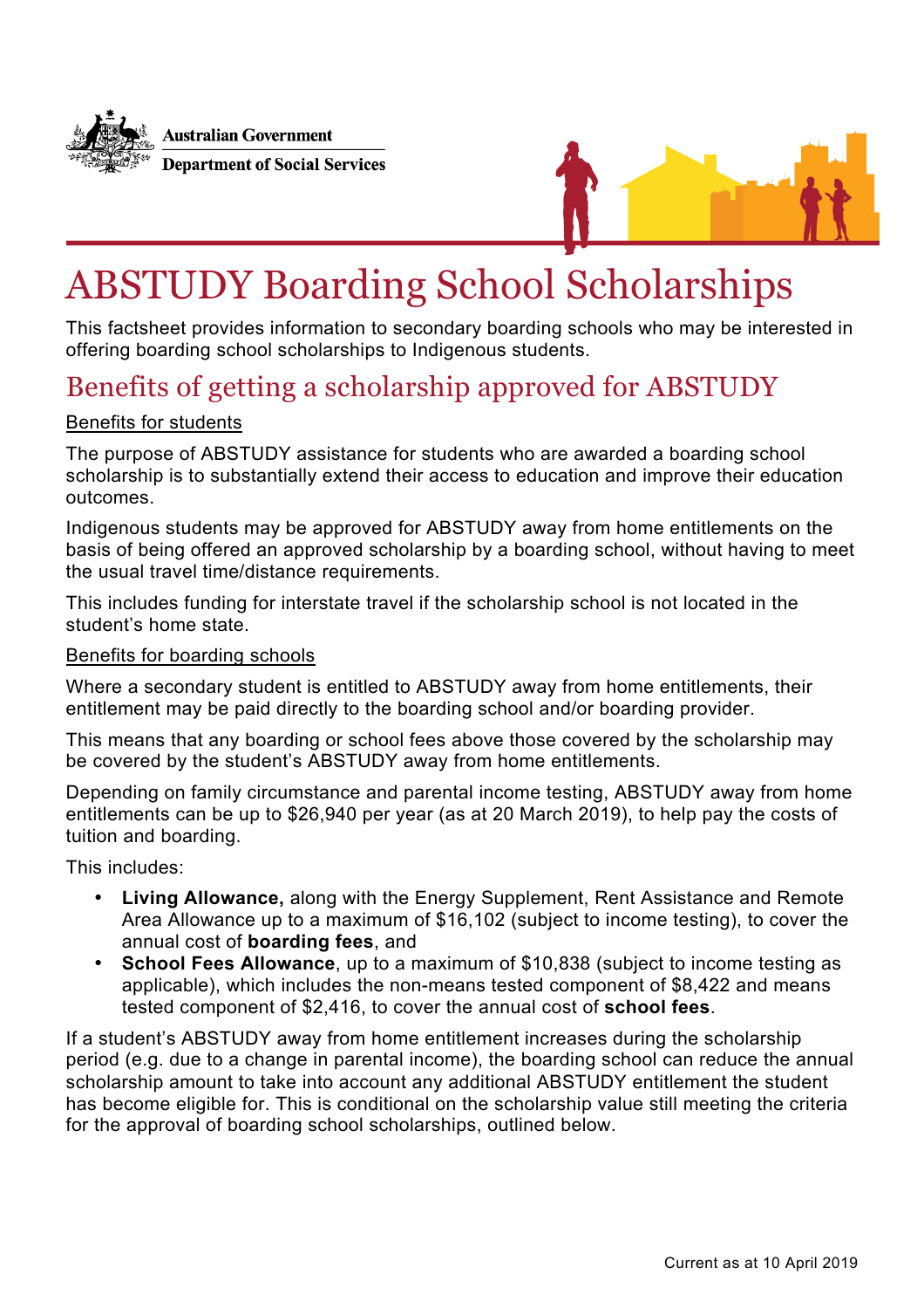Australian Government

Department of Social Services

# ABSTUDY Boarding School Scholarships

This factsheet provides information to secondary boarding schools who may be interested in offering boarding school scholarships to Indigenous students.

## Benefits of getting a scholarship approved for ABSTUDY

Benefits for students

The purpose of ABSTUDY assistance for students who are awarded a boarding school scholarship is to substantially extend their access to education and improve their education outcomes.

Indigenous students may be approved for ABSTUDY away from home entitlements on the basis of being offered an approved scholarship by a boarding school, without having to meet the usual travel time/distance requirements.

This includes funding for interstate travel if the scholarship school is not located in the student's home state.

Benefits for boarding schools

Where a secondary student is entitled to ABSTUDY away from home entitlements, their entitlement may be paid directly to the boarding school and/or boarding provider.

This means that any boarding or school fees above those covered by the scholarship may be covered by the student's ABSTUDY away from home entitlements.

Depending on family circumstance and parental income testing, ABSTUDY away from home entitlements can be up to $26,940 per year (as at 20 March 2019), to help pay the costs of tuition and boarding.

This includes:

- **Living Allowance,** along with the Energy Supplement, Rent Assistance and Remote Area Allowance up to a maximum of $16,102 (subject to income testing), to cover the annual cost of **boarding fees**, and
- **School Fees Allowance**, up to a maximum of $10,838 (subject to income testing as applicable), which includes the non-means tested component of $8,422 and means tested component of $2,416, to cover the annual cost of **school fees**.

If a student's ABSTUDY away from home entitlement increases during the scholarship period (e.g. due to a change in parental income), the boarding school can reduce the annual scholarship amount to take into account any additional ABSTUDY entitlement the student has become eligible for. This is conditional on the scholarship value still meeting the criteria for the approval of boarding school scholarships, outlined below.

Current as at 10 April 2019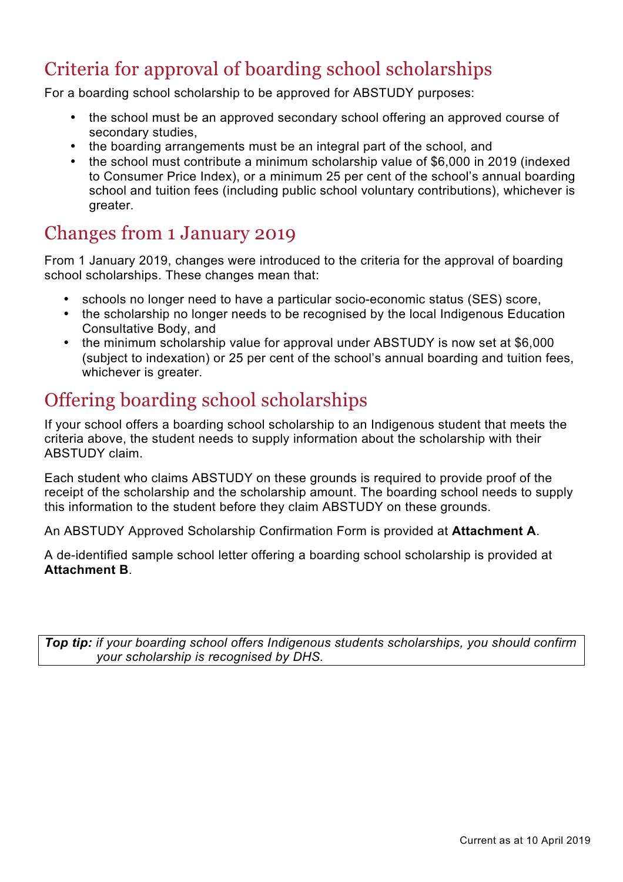## Criteria for approval of boarding school scholarships

For a boarding school scholarship to be approved for ABSTUDY purposes:

- the school must be an approved secondary school offering an approved course of secondary studies,
- the boarding arrangements must be an integral part of the school, and
- the school must contribute a minimum scholarship value of $6,000 in 2019 (indexed to Consumer Price Index), or a minimum 25 per cent of the school's annual boarding school and tuition fees (including public school voluntary contributions), whichever is greater.

## Changes from 1 January 2019

From 1 January 2019, changes were introduced to the criteria for the approval of boarding school scholarships. These changes mean that:

- schools no longer need to have a particular socio-economic status (SES) score,
- the scholarship no longer needs to be recognised by the local Indigenous Education Consultative Body, and
- the minimum scholarship value for approval under ABSTUDY is now set at $6,000 (subject to indexation) or 25 per cent of the school's annual boarding and tuition fees, whichever is greater.

## Offering boarding school scholarships

If your school offers a boarding school scholarship to an Indigenous student that meets the criteria above, the student needs to supply information about the scholarship with their ABSTUDY claim.

Each student who claims ABSTUDY on these grounds is required to provide proof of the receipt of the scholarship and the scholarship amount. The boarding school needs to supply this information to the student before they claim ABSTUDY on these grounds.

An ABSTUDY Approved Scholarship Confirmation Form is provided at **Attachment A**.

A de-identified sample school letter offering a boarding school scholarship is provided at **Attachment B**.

***Top tip:*** *if your boarding school offers Indigenous students scholarships, you should confirm your scholarship is recognised by DHS.*

Current as at 10 April 2019